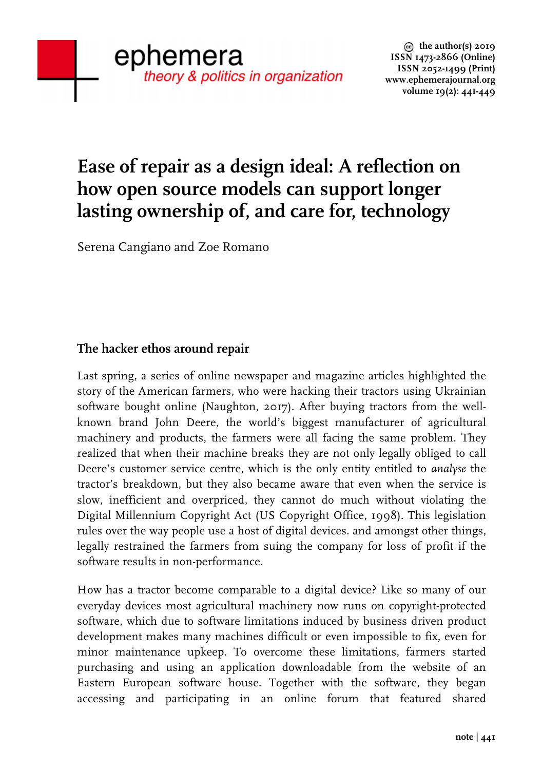# Ease of repair as a design ideal: A reflection on how open source models can support longer lasting ownership of, and care for, technology

Serena Cangiano and Zoe Romano

## The hacker ethos around repair

Last spring, a series of online newspaper and magazine articles highlighted the story of the American farmers, who were hacking their tractors using Ukrainian software bought online (Naughton, 2017). After buying tractors from the well-known brand John Deere, the world's biggest manufacturer of agricultural machinery and products, the farmers were all facing the same problem. They realized that when their machine breaks they are not only legally obliged to call Deere's customer service centre, which is the only entity entitled to *analyse* the tractor's breakdown, but they also became aware that even when the service is slow, inefficient and overpriced, they cannot do much without violating the Digital Millennium Copyright Act (US Copyright Office, 1998). This legislation rules over the way people use a host of digital devices. and amongst other things, legally restrained the farmers from suing the company for loss of profit if the software results in non-performance.

How has a tractor become comparable to a digital device? Like so many of our everyday devices most agricultural machinery now runs on copyright-protected software, which due to software limitations induced by business driven product development makes many machines difficult or even impossible to fix, even for minor maintenance upkeep. To overcome these limitations, farmers started purchasing and using an application downloadable from the website of an Eastern European software house. Together with the software, they began accessing and participating in an online forum that featured shared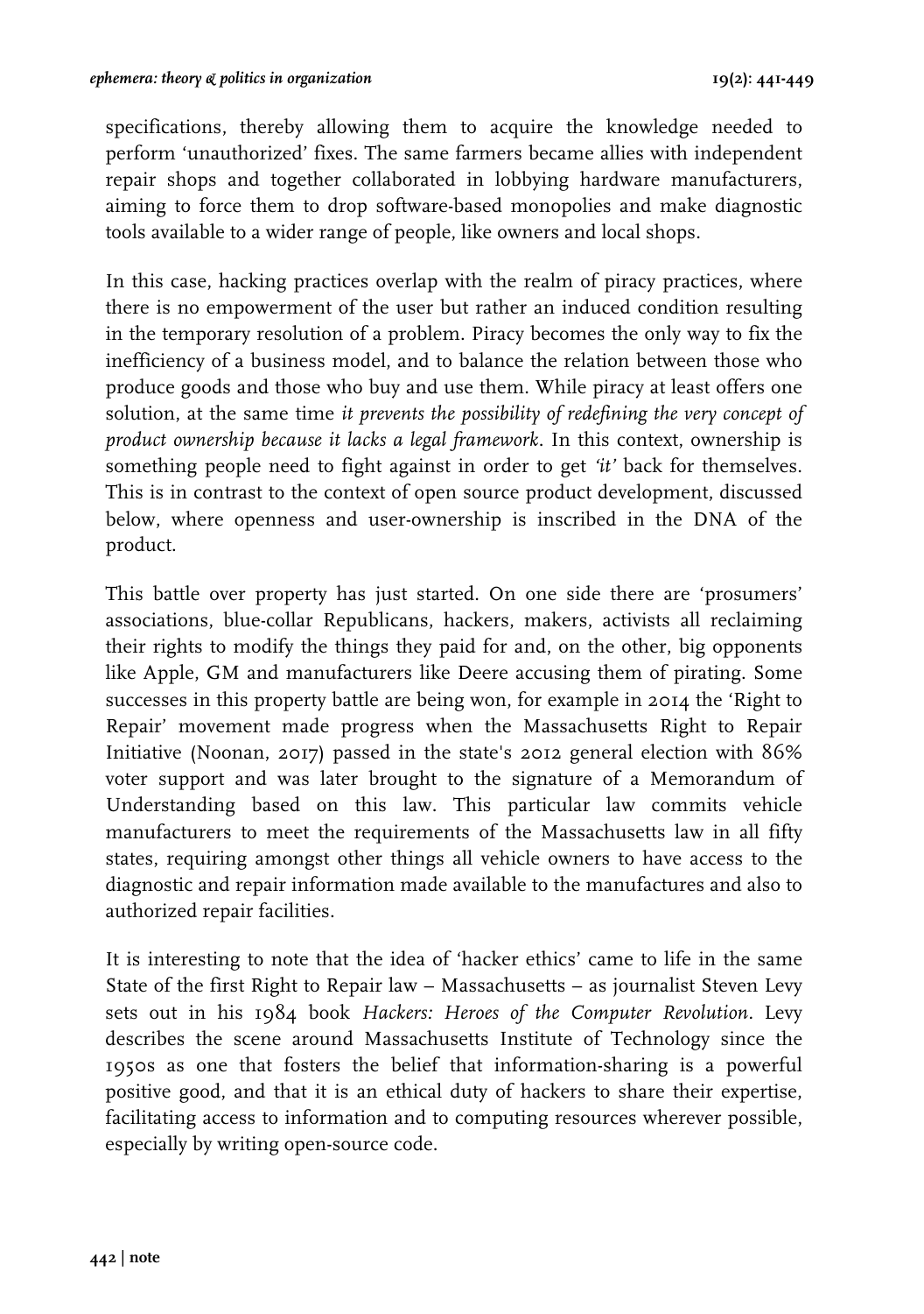specifications, thereby allowing them to acquire the knowledge needed to perform 'unauthorized' fixes. The same farmers became allies with independent repair shops and together collaborated in lobbying hardware manufacturers, aiming to force them to drop software-based monopolies and make diagnostic tools available to a wider range of people, like owners and local shops.

In this case, hacking practices overlap with the realm of piracy practices, where there is no empowerment of the user but rather an induced condition resulting in the temporary resolution of a problem. Piracy becomes the only way to fix the inefficiency of a business model, and to balance the relation between those who produce goods and those who buy and use them. While piracy at least offers one solution, at the same time *it prevents the possibility of redefining the very concept of product ownership because it lacks a legal framework*. In this context, ownership is something people need to fight against in order to get *'it'* back for themselves. This is in contrast to the context of open source product development, discussed below, where openness and user-ownership is inscribed in the DNA of the product.

This battle over property has just started. On one side there are 'prosumers' associations, blue-collar Republicans, hackers, makers, activists all reclaiming their rights to modify the things they paid for and, on the other, big opponents like Apple, GM and manufacturers like Deere accusing them of pirating. Some successes in this property battle are being won, for example in 2014 the 'Right to Repair' movement made progress when the Massachusetts Right to Repair Initiative (Noonan, 2017) passed in the state's 2012 general election with 86% voter support and was later brought to the signature of a Memorandum of Understanding based on this law. This particular law commits vehicle manufacturers to meet the requirements of the Massachusetts law in all fifty states, requiring amongst other things all vehicle owners to have access to the diagnostic and repair information made available to the manufactures and also to authorized repair facilities.

It is interesting to note that the idea of 'hacker ethics' came to life in the same State of the first Right to Repair law – Massachusetts – as journalist Steven Levy sets out in his 1984 book *Hackers: Heroes of the Computer Revolution*. Levy describes the scene around Massachusetts Institute of Technology since the 1950s as one that fosters the belief that information-sharing is a powerful positive good, and that it is an ethical duty of hackers to share their expertise, facilitating access to information and to computing resources wherever possible, especially by writing open-source code.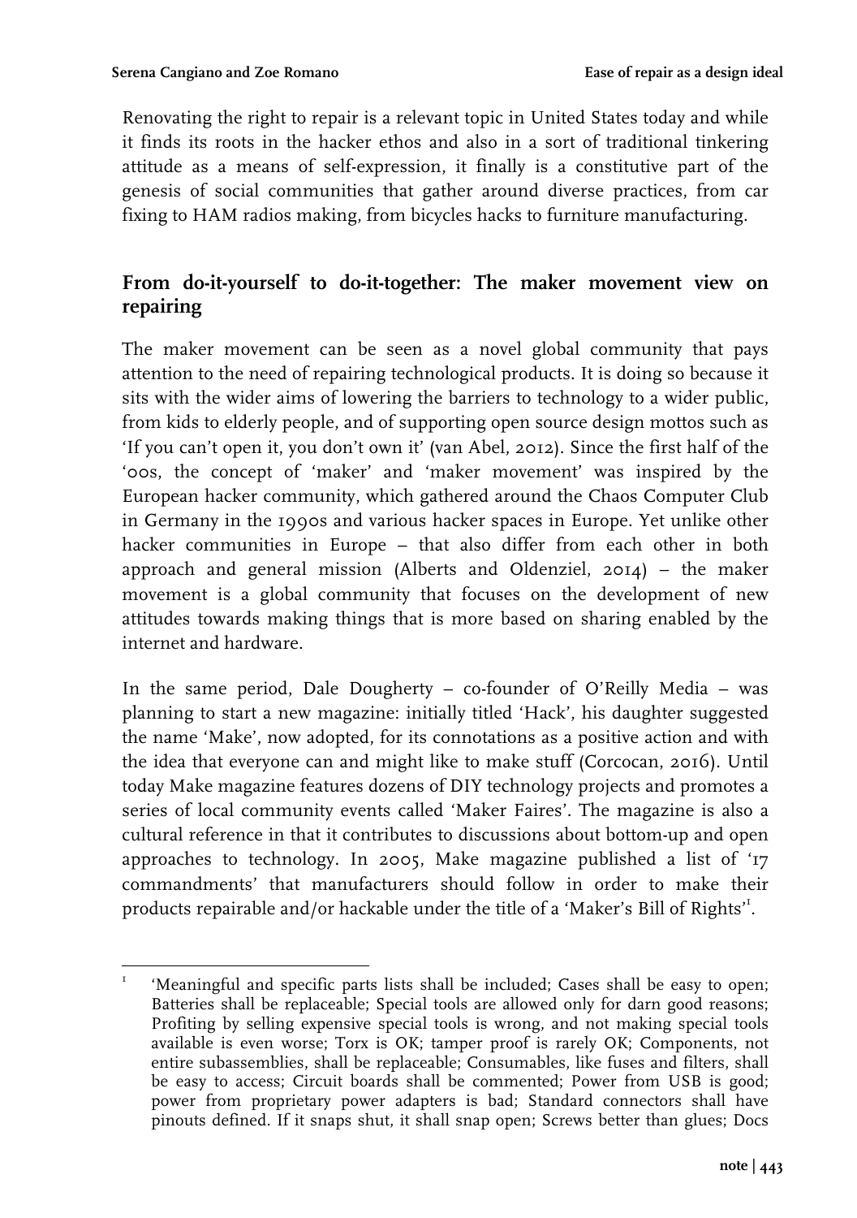Renovating the right to repair is a relevant topic in United States today and while it finds its roots in the hacker ethos and also in a sort of traditional tinkering attitude as a means of self-expression, it finally is a constitutive part of the genesis of social communities that gather around diverse practices, from car fixing to HAM radios making, from bicycles hacks to furniture manufacturing.

## From do-it-yourself to do-it-together: The maker movement view on repairing

The maker movement can be seen as a novel global community that pays attention to the need of repairing technological products. It is doing so because it sits with the wider aims of lowering the barriers to technology to a wider public, from kids to elderly people, and of supporting open source design mottos such as 'If you can't open it, you don't own it' (van Abel, 2012). Since the first half of the '00s, the concept of 'maker' and 'maker movement' was inspired by the European hacker community, which gathered around the Chaos Computer Club in Germany in the 1990s and various hacker spaces in Europe. Yet unlike other hacker communities in Europe – that also differ from each other in both approach and general mission (Alberts and Oldenziel, 2014) – the maker movement is a global community that focuses on the development of new attitudes towards making things that is more based on sharing enabled by the internet and hardware.

In the same period, Dale Dougherty – co-founder of O'Reilly Media – was planning to start a new magazine: initially titled 'Hack', his daughter suggested the name 'Make', now adopted, for its connotations as a positive action and with the idea that everyone can and might like to make stuff (Corcocan, 2016). Until today Make magazine features dozens of DIY technology projects and promotes a series of local community events called 'Maker Faires'. The magazine is also a cultural reference in that it contributes to discussions about bottom-up and open approaches to technology. In 2005, Make magazine published a list of '17 commandments' that manufacturers should follow in order to make their products repairable and/or hackable under the title of a 'Maker's Bill of Rights'[1].

[1] 'Meaningful and specific parts lists shall be included; Cases shall be easy to open; Batteries shall be replaceable; Special tools are allowed only for darn good reasons; Profiting by selling expensive special tools is wrong, and not making special tools available is even worse; Torx is OK; tamper proof is rarely OK; Components, not entire subassemblies, shall be replaceable; Consumables, like fuses and filters, shall be easy to access; Circuit boards shall be commented; Power from USB is good; power from proprietary power adapters is bad; Standard connectors shall have pinouts defined. If it snaps shut, it shall snap open; Screws better than glues; Docs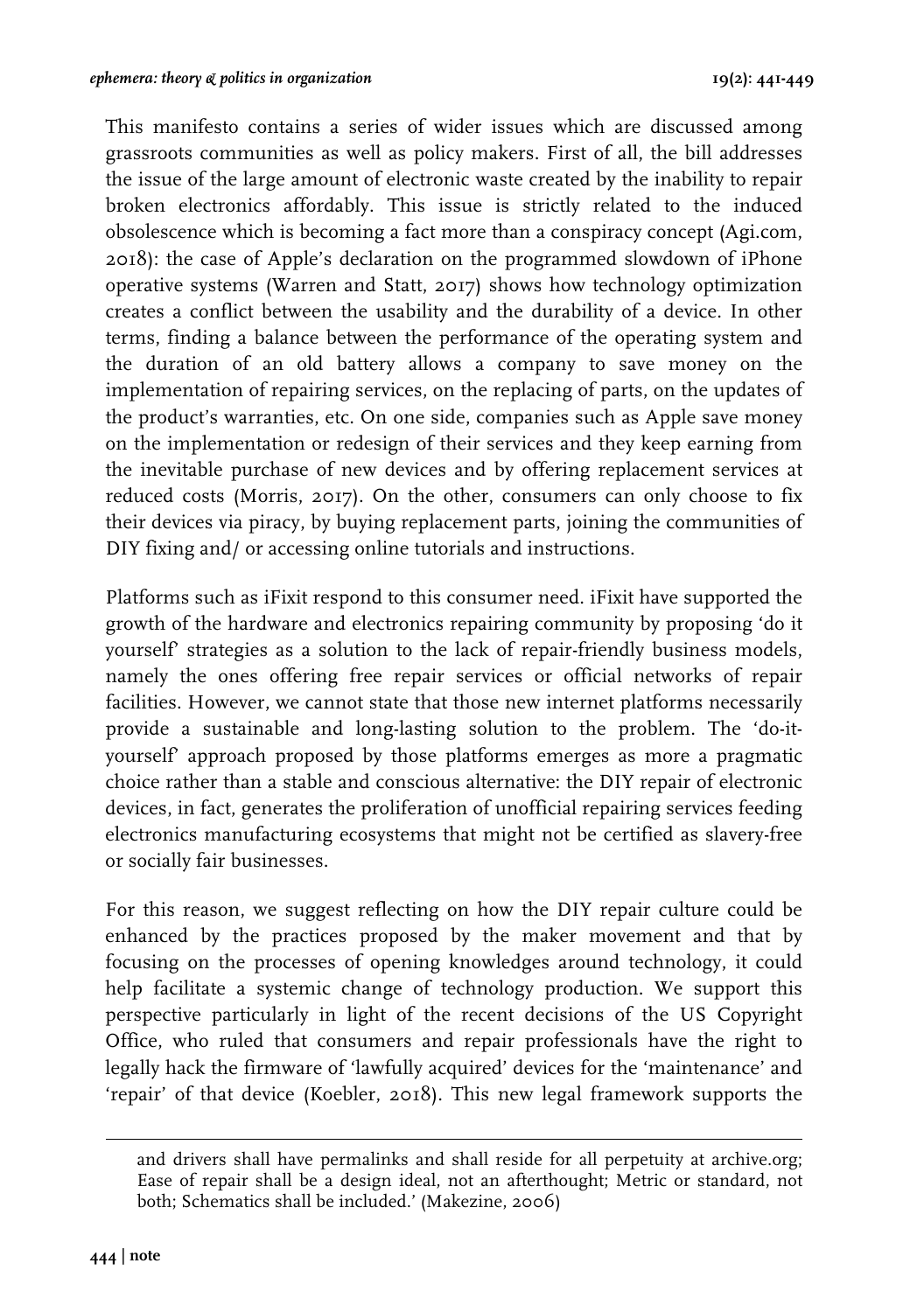This manifesto contains a series of wider issues which are discussed among grassroots communities as well as policy makers. First of all, the bill addresses the issue of the large amount of electronic waste created by the inability to repair broken electronics affordably. This issue is strictly related to the induced obsolescence which is becoming a fact more than a conspiracy concept (Agi.com, 2018): the case of Apple's declaration on the programmed slowdown of iPhone operative systems (Warren and Statt, 2017) shows how technology optimization creates a conflict between the usability and the durability of a device. In other terms, finding a balance between the performance of the operating system and the duration of an old battery allows a company to save money on the implementation of repairing services, on the replacing of parts, on the updates of the product's warranties, etc. On one side, companies such as Apple save money on the implementation or redesign of their services and they keep earning from the inevitable purchase of new devices and by offering replacement services at reduced costs (Morris, 2017). On the other, consumers can only choose to fix their devices via piracy, by buying replacement parts, joining the communities of DIY fixing and/ or accessing online tutorials and instructions.

Platforms such as iFixit respond to this consumer need. iFixit have supported the growth of the hardware and electronics repairing community by proposing 'do it yourself' strategies as a solution to the lack of repair-friendly business models, namely the ones offering free repair services or official networks of repair facilities. However, we cannot state that those new internet platforms necessarily provide a sustainable and long-lasting solution to the problem. The 'do-it-yourself' approach proposed by those platforms emerges as more a pragmatic choice rather than a stable and conscious alternative: the DIY repair of electronic devices, in fact, generates the proliferation of unofficial repairing services feeding electronics manufacturing ecosystems that might not be certified as slavery-free or socially fair businesses.

For this reason, we suggest reflecting on how the DIY repair culture could be enhanced by the practices proposed by the maker movement and that by focusing on the processes of opening knowledges around technology, it could help facilitate a systemic change of technology production. We support this perspective particularly in light of the recent decisions of the US Copyright Office, who ruled that consumers and repair professionals have the right to legally hack the firmware of 'lawfully acquired' devices for the 'maintenance' and 'repair' of that device (Koebler, 2018). This new legal framework supports the

and drivers shall have permalinks and shall reside for all perpetuity at archive.org; Ease of repair shall be a design ideal, not an afterthought; Metric or standard, not both; Schematics shall be included.' (Makezine, 2006)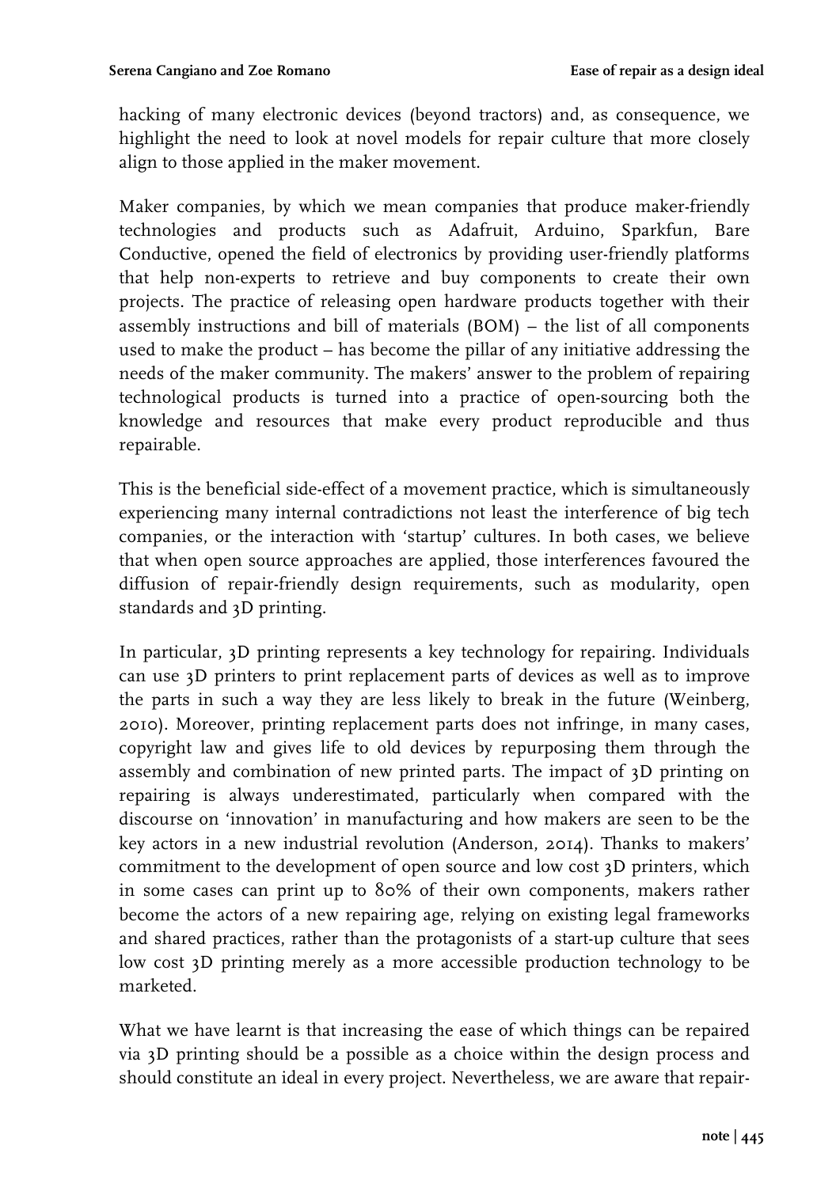hacking of many electronic devices (beyond tractors) and, as consequence, we highlight the need to look at novel models for repair culture that more closely align to those applied in the maker movement.

Maker companies, by which we mean companies that produce maker-friendly technologies and products such as Adafruit, Arduino, Sparkfun, Bare Conductive, opened the field of electronics by providing user-friendly platforms that help non-experts to retrieve and buy components to create their own projects. The practice of releasing open hardware products together with their assembly instructions and bill of materials (BOM) – the list of all components used to make the product – has become the pillar of any initiative addressing the needs of the maker community. The makers' answer to the problem of repairing technological products is turned into a practice of open-sourcing both the knowledge and resources that make every product reproducible and thus repairable.

This is the beneficial side-effect of a movement practice, which is simultaneously experiencing many internal contradictions not least the interference of big tech companies, or the interaction with 'startup' cultures. In both cases, we believe that when open source approaches are applied, those interferences favoured the diffusion of repair-friendly design requirements, such as modularity, open standards and 3D printing.

In particular, 3D printing represents a key technology for repairing. Individuals can use 3D printers to print replacement parts of devices as well as to improve the parts in such a way they are less likely to break in the future (Weinberg, 2010). Moreover, printing replacement parts does not infringe, in many cases, copyright law and gives life to old devices by repurposing them through the assembly and combination of new printed parts. The impact of 3D printing on repairing is always underestimated, particularly when compared with the discourse on 'innovation' in manufacturing and how makers are seen to be the key actors in a new industrial revolution (Anderson, 2014). Thanks to makers' commitment to the development of open source and low cost 3D printers, which in some cases can print up to 80% of their own components, makers rather become the actors of a new repairing age, relying on existing legal frameworks and shared practices, rather than the protagonists of a start-up culture that sees low cost 3D printing merely as a more accessible production technology to be marketed.

What we have learnt is that increasing the ease of which things can be repaired via 3D printing should be a possible as a choice within the design process and should constitute an ideal in every project. Nevertheless, we are aware that repair-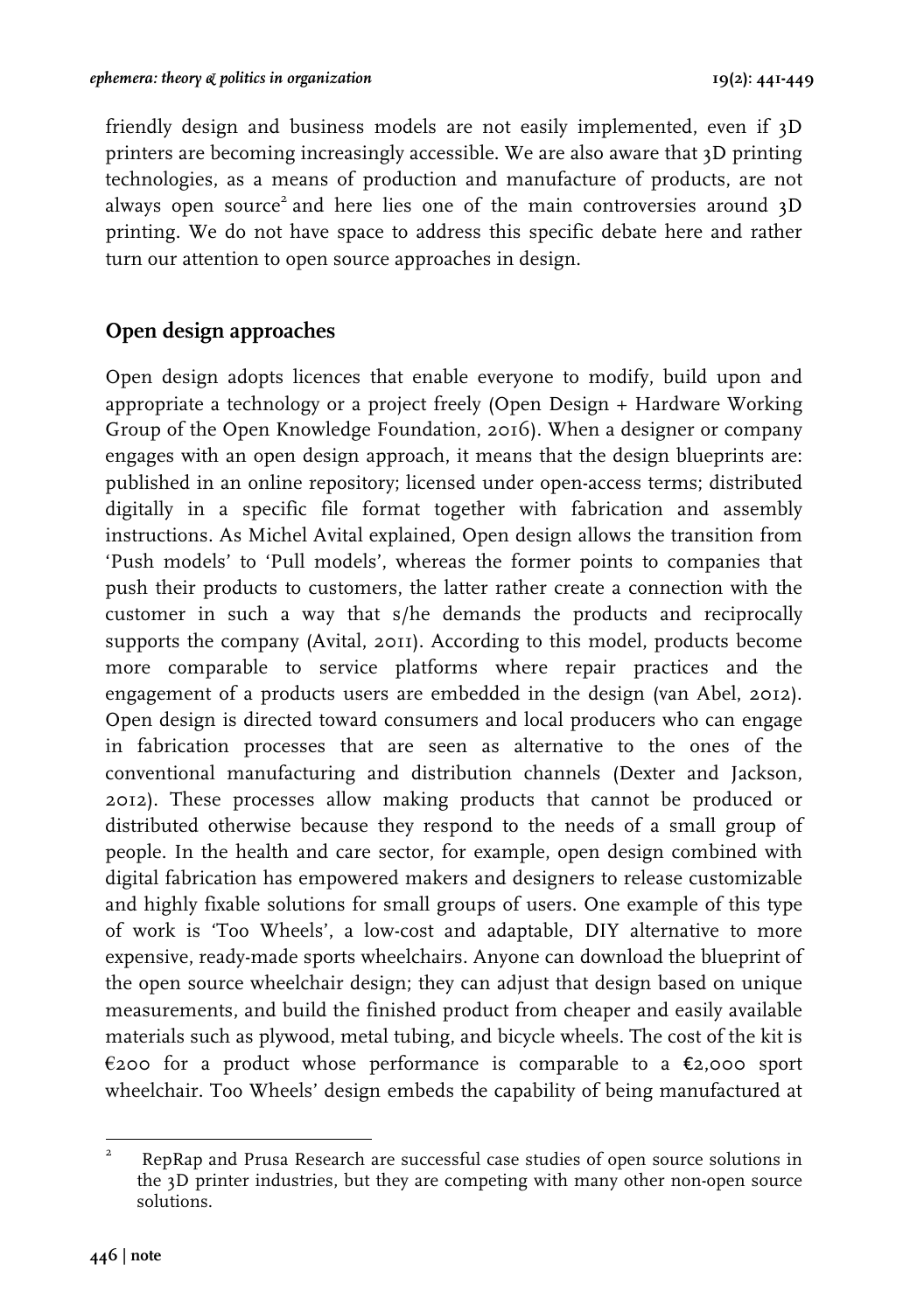friendly design and business models are not easily implemented, even if 3D printers are becoming increasingly accessible. We are also aware that 3D printing technologies, as a means of production and manufacture of products, are not always open source[2] and here lies one of the main controversies around 3D printing. We do not have space to address this specific debate here and rather turn our attention to open source approaches in design.

## Open design approaches

Open design adopts licences that enable everyone to modify, build upon and appropriate a technology or a project freely (Open Design + Hardware Working Group of the Open Knowledge Foundation, 2016). When a designer or company engages with an open design approach, it means that the design blueprints are: published in an online repository; licensed under open-access terms; distributed digitally in a specific file format together with fabrication and assembly instructions. As Michel Avital explained, Open design allows the transition from 'Push models' to 'Pull models', whereas the former points to companies that push their products to customers, the latter rather create a connection with the customer in such a way that s/he demands the products and reciprocally supports the company (Avital, 2011). According to this model, products become more comparable to service platforms where repair practices and the engagement of a products users are embedded in the design (van Abel, 2012). Open design is directed toward consumers and local producers who can engage in fabrication processes that are seen as alternative to the ones of the conventional manufacturing and distribution channels (Dexter and Jackson, 2012). These processes allow making products that cannot be produced or distributed otherwise because they respond to the needs of a small group of people. In the health and care sector, for example, open design combined with digital fabrication has empowered makers and designers to release customizable and highly fixable solutions for small groups of users. One example of this type of work is 'Too Wheels', a low-cost and adaptable, DIY alternative to more expensive, ready-made sports wheelchairs. Anyone can download the blueprint of the open source wheelchair design; they can adjust that design based on unique measurements, and build the finished product from cheaper and easily available materials such as plywood, metal tubing, and bicycle wheels. The cost of the kit is €200 for a product whose performance is comparable to a €2,000 sport wheelchair. Too Wheels' design embeds the capability of being manufactured at

[2] RepRap and Prusa Research are successful case studies of open source solutions in the 3D printer industries, but they are competing with many other non-open source solutions.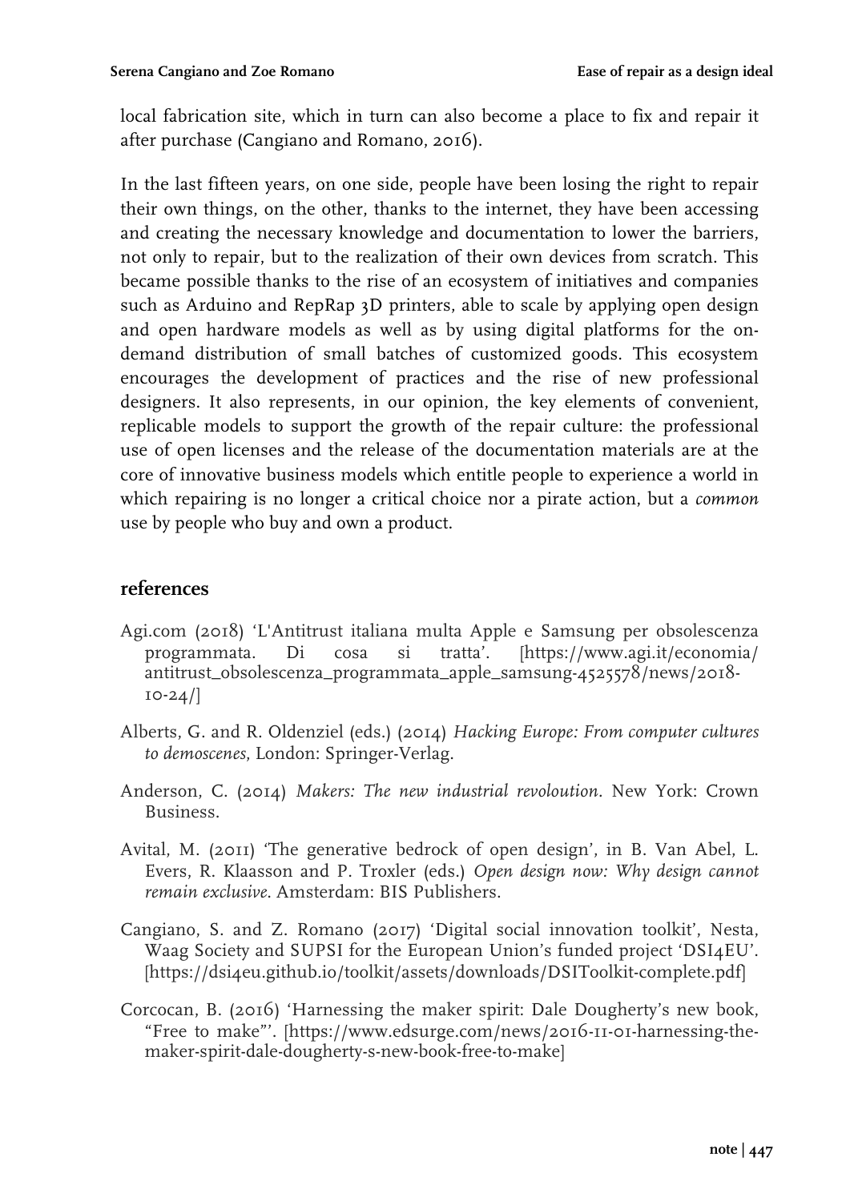local fabrication site, which in turn can also become a place to fix and repair it after purchase (Cangiano and Romano, 2016).

In the last fifteen years, on one side, people have been losing the right to repair their own things, on the other, thanks to the internet, they have been accessing and creating the necessary knowledge and documentation to lower the barriers, not only to repair, but to the realization of their own devices from scratch. This became possible thanks to the rise of an ecosystem of initiatives and companies such as Arduino and RepRap 3D printers, able to scale by applying open design and open hardware models as well as by using digital platforms for the on-demand distribution of small batches of customized goods. This ecosystem encourages the development of practices and the rise of new professional designers. It also represents, in our opinion, the key elements of convenient, replicable models to support the growth of the repair culture: the professional use of open licenses and the release of the documentation materials are at the core of innovative business models which entitle people to experience a world in which repairing is no longer a critical choice nor a pirate action, but a *common* use by people who buy and own a product.

## references

Agi.com (2018) 'L'Antitrust italiana multa Apple e Samsung per obsolescenza programmata. Di cosa si tratta'. [https://www.agi.it/economia/antitrust_obsolescenza_programmata_apple_samsung-4525578/news/2018-10-24/]

Alberts, G. and R. Oldenziel (eds.) (2014) *Hacking Europe: From computer cultures to demoscenes*, London: Springer-Verlag.

Anderson, C. (2014) *Makers: The new industrial revoloution*. New York: Crown Business.

Avital, M. (2011) 'The generative bedrock of open design', in B. Van Abel, L. Evers, R. Klaasson and P. Troxler (eds.) *Open design now: Why design cannot remain exclusive*. Amsterdam: BIS Publishers.

Cangiano, S. and Z. Romano (2017) 'Digital social innovation toolkit', Nesta, Waag Society and SUPSI for the European Union's funded project 'DSI4EU'. [https://dsi4eu.github.io/toolkit/assets/downloads/DSIToolkit-complete.pdf]

Corcocan, B. (2016) 'Harnessing the maker spirit: Dale Dougherty's new book, "Free to make"'. [https://www.edsurge.com/news/2016-11-01-harnessing-the-maker-spirit-dale-dougherty-s-new-book-free-to-make]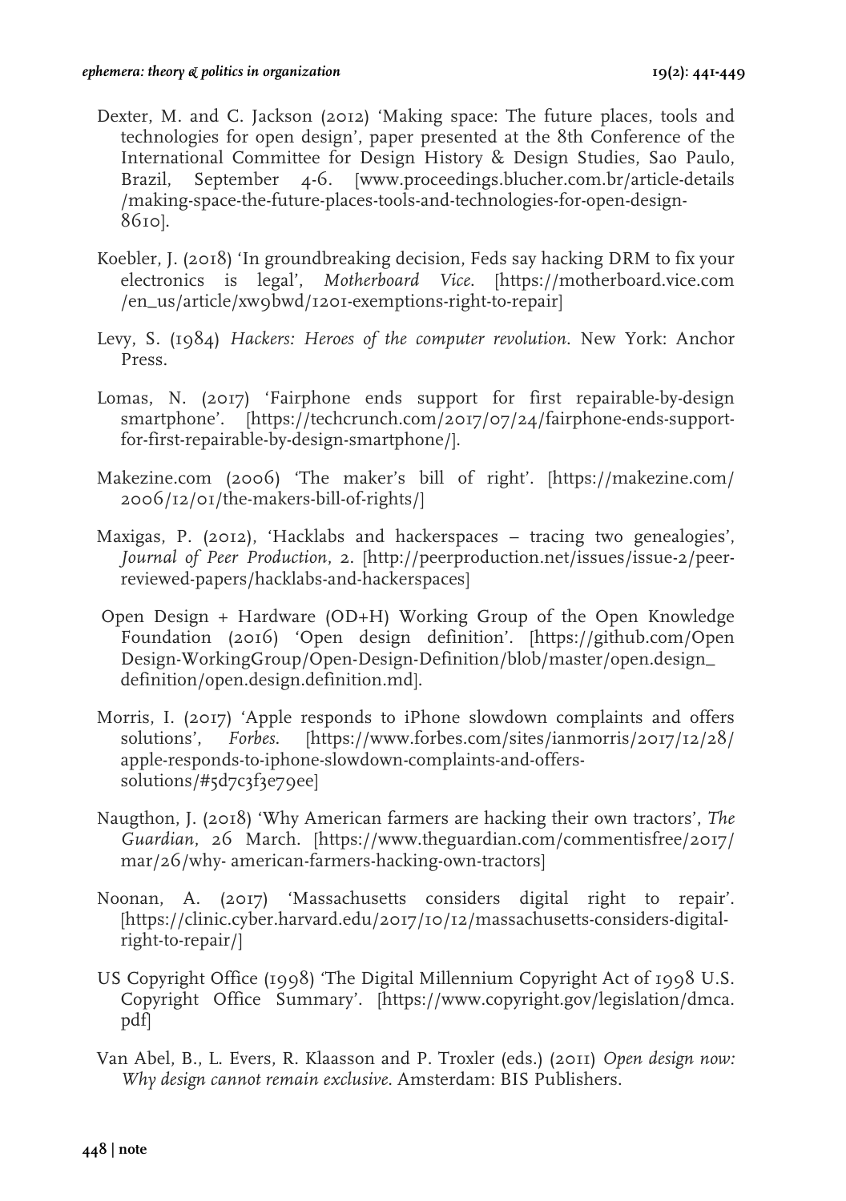Dexter, M. and C. Jackson (2012) 'Making space: The future places, tools and technologies for open design', paper presented at the 8th Conference of the International Committee for Design History & Design Studies, Sao Paulo, Brazil, September 4-6. [www.proceedings.blucher.com.br/article-details/making-space-the-future-places-tools-and-technologies-for-open-design-8610].

Koebler, J. (2018) 'In groundbreaking decision, Feds say hacking DRM to fix your electronics is legal', *Motherboard Vice*. [https://motherboard.vice.com/en_us/article/xw9bwd/1201-exemptions-right-to-repair]

Levy, S. (1984) *Hackers: Heroes of the computer revolution*. New York: Anchor Press.

Lomas, N. (2017) 'Fairphone ends support for first repairable-by-design smartphone'. [https://techcrunch.com/2017/07/24/fairphone-ends-support-for-first-repairable-by-design-smartphone/].

Makezine.com (2006) 'The maker's bill of right'. [https://makezine.com/2006/12/01/the-makers-bill-of-rights/]

Maxigas, P. (2012), 'Hacklabs and hackerspaces – tracing two genealogies', *Journal of Peer Production*, 2. [http://peerproduction.net/issues/issue-2/peer-reviewed-papers/hacklabs-and-hackerspaces]

Open Design + Hardware (OD+H) Working Group of the Open Knowledge Foundation (2016) 'Open design definition'. [https://github.com/OpenDesign-WorkingGroup/Open-Design-Definition/blob/master/open.design_definition/open.design.definition.md].

Morris, I. (2017) 'Apple responds to iPhone slowdown complaints and offers solutions', *Forbes*. [https://www.forbes.com/sites/ianmorris/2017/12/28/apple-responds-to-iphone-slowdown-complaints-and-offers-solutions/#5d7c3f3e79ee]

Naugthon, J. (2018) 'Why American farmers are hacking their own tractors', *The Guardian*, 26 March. [https://www.theguardian.com/commentisfree/2017/mar/26/why- american-farmers-hacking-own-tractors]

Noonan, A. (2017) 'Massachusetts considers digital right to repair'. [https://clinic.cyber.harvard.edu/2017/10/12/massachusetts-considers-digital-right-to-repair/]

US Copyright Office (1998) 'The Digital Millennium Copyright Act of 1998 U.S. Copyright Office Summary'. [https://www.copyright.gov/legislation/dmca.pdf]

Van Abel, B., L. Evers, R. Klaasson and P. Troxler (eds.) (2011) *Open design now: Why design cannot remain exclusive*. Amsterdam: BIS Publishers.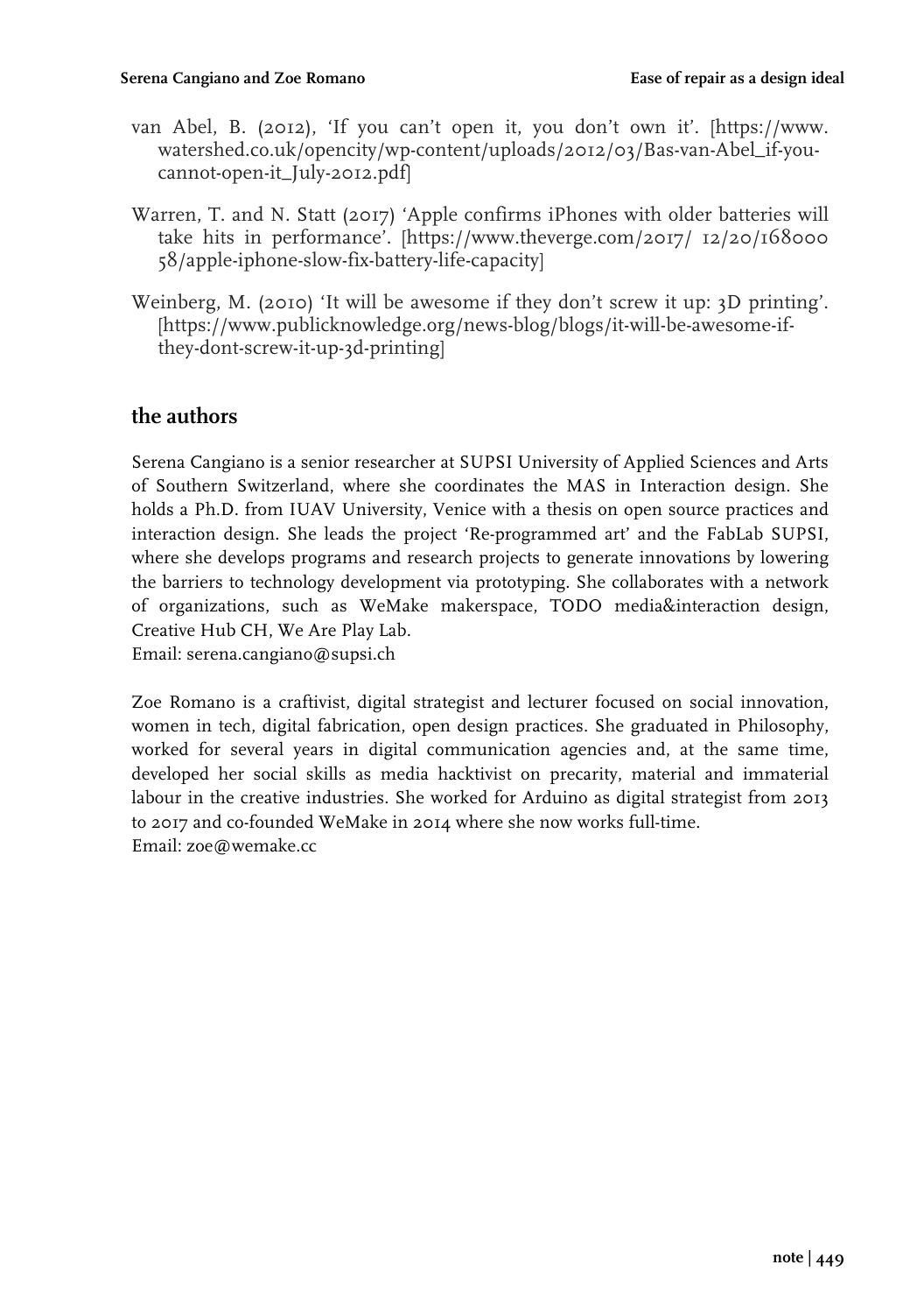van Abel, B. (2012), 'If you can't open it, you don't own it'. [https://www.watershed.co.uk/opencity/wp-content/uploads/2012/03/Bas-van-Abel_if-you-cannot-open-it_July-2012.pdf]

Warren, T. and N. Statt (2017) 'Apple confirms iPhones with older batteries will take hits in performance'. [https://www.theverge.com/2017/ 12/20/16800058/apple-iphone-slow-fix-battery-life-capacity]

Weinberg, M. (2010) 'It will be awesome if they don't screw it up: 3D printing'. [https://www.publicknowledge.org/news-blog/blogs/it-will-be-awesome-if-they-dont-screw-it-up-3d-printing]

## the authors

Serena Cangiano is a senior researcher at SUPSI University of Applied Sciences and Arts of Southern Switzerland, where she coordinates the MAS in Interaction design. She holds a Ph.D. from IUAV University, Venice with a thesis on open source practices and interaction design. She leads the project 'Re-programmed art' and the FabLab SUPSI, where she develops programs and research projects to generate innovations by lowering the barriers to technology development via prototyping. She collaborates with a network of organizations, such as WeMake makerspace, TODO media&interaction design, Creative Hub CH, We Are Play Lab.
Email: serena.cangiano@supsi.ch

Zoe Romano is a craftivist, digital strategist and lecturer focused on social innovation, women in tech, digital fabrication, open design practices. She graduated in Philosophy, worked for several years in digital communication agencies and, at the same time, developed her social skills as media hacktivist on precarity, material and immaterial labour in the creative industries. She worked for Arduino as digital strategist from 2013 to 2017 and co-founded WeMake in 2014 where she now works full-time.
Email: zoe@wemake.cc